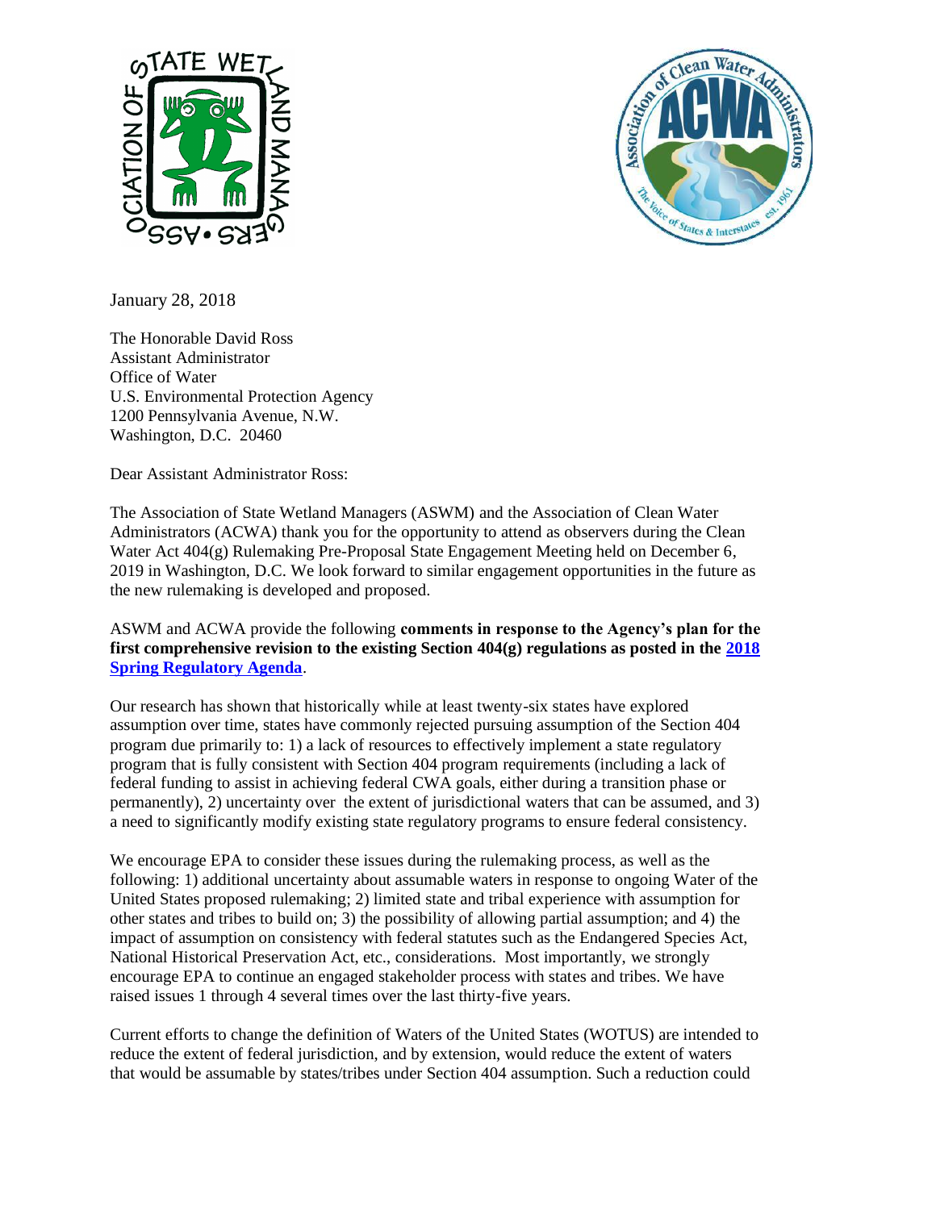January 28, 2018

The Honorable David Ross
Assistant Administrator
Office of Water
U.S. Environmental Protection Agency
1200 Pennsylvania Avenue, N.W.
Washington, D.C. 20460

Dear Assistant Administrator Ross:

The Association of State Wetland Managers (ASWM) and the Association of Clean Water Administrators (ACWA) thank you for the opportunity to attend as observers during the Clean Water Act 404(g) Rulemaking Pre-Proposal State Engagement Meeting held on December 6, 2019 in Washington, D.C. We look forward to similar engagement opportunities in the future as the new rulemaking is developed and proposed.

ASWM and ACWA provide the following **comments in response to the Agency's plan for the first comprehensive revision to the existing Section 404(g) regulations as posted in the [2018 Spring Regulatory Agenda]**.

Our research has shown that historically while at least twenty-six states have explored assumption over time, states have commonly rejected pursuing assumption of the Section 404 program due primarily to: 1) a lack of resources to effectively implement a state regulatory program that is fully consistent with Section 404 program requirements (including a lack of federal funding to assist in achieving federal CWA goals, either during a transition phase or permanently), 2) uncertainty over the extent of jurisdictional waters that can be assumed, and 3) a need to significantly modify existing state regulatory programs to ensure federal consistency.

We encourage EPA to consider these issues during the rulemaking process, as well as the following: 1) additional uncertainty about assumable waters in response to ongoing Water of the United States proposed rulemaking; 2) limited state and tribal experience with assumption for other states and tribes to build on; 3) the possibility of allowing partial assumption; and 4) the impact of assumption on consistency with federal statutes such as the Endangered Species Act, National Historical Preservation Act, etc., considerations. Most importantly, we strongly encourage EPA to continue an engaged stakeholder process with states and tribes. We have raised issues 1 through 4 several times over the last thirty-five years.

Current efforts to change the definition of Waters of the United States (WOTUS) are intended to reduce the extent of federal jurisdiction, and by extension, would reduce the extent of waters that would be assumable by states/tribes under Section 404 assumption. Such a reduction could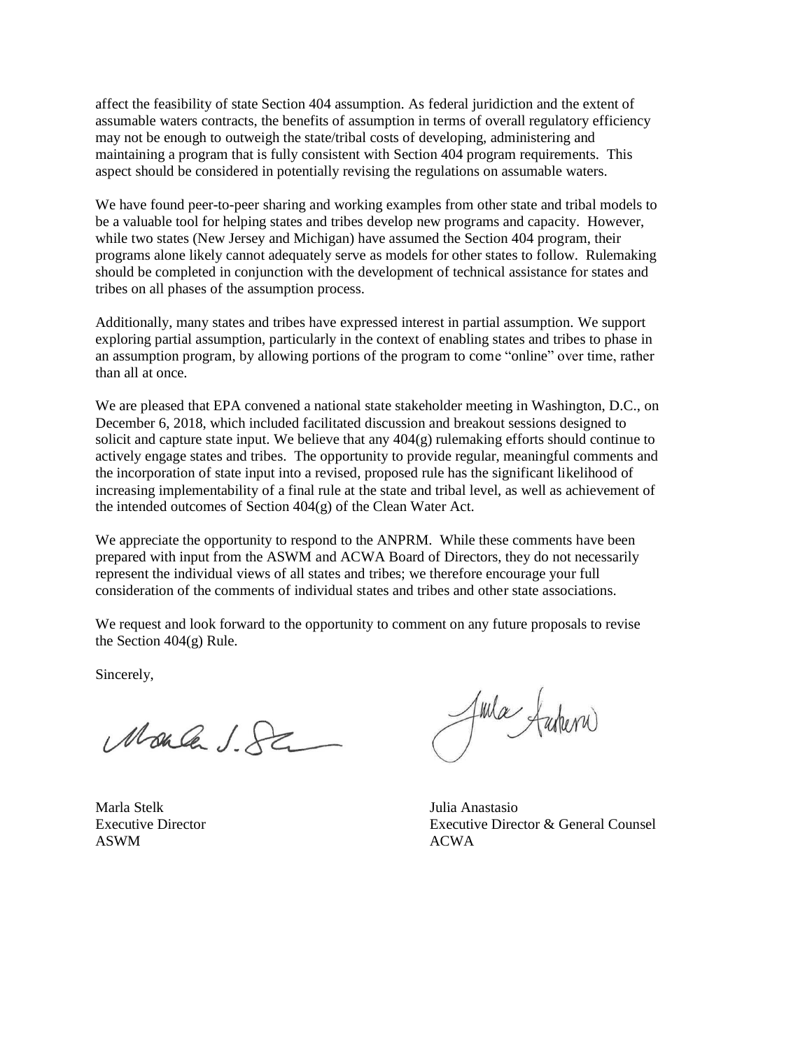affect the feasibility of state Section 404 assumption. As federal juridiction and the extent of assumable waters contracts, the benefits of assumption in terms of overall regulatory efficiency may not be enough to outweigh the state/tribal costs of developing, administering and maintaining a program that is fully consistent with Section 404 program requirements. This aspect should be considered in potentially revising the regulations on assumable waters.

We have found peer-to-peer sharing and working examples from other state and tribal models to be a valuable tool for helping states and tribes develop new programs and capacity. However, while two states (New Jersey and Michigan) have assumed the Section 404 program, their programs alone likely cannot adequately serve as models for other states to follow. Rulemaking should be completed in conjunction with the development of technical assistance for states and tribes on all phases of the assumption process.

Additionally, many states and tribes have expressed interest in partial assumption. We support exploring partial assumption, particularly in the context of enabling states and tribes to phase in an assumption program, by allowing portions of the program to come "online" over time, rather than all at once.

We are pleased that EPA convened a national state stakeholder meeting in Washington, D.C., on December 6, 2018, which included facilitated discussion and breakout sessions designed to solicit and capture state input. We believe that any 404(g) rulemaking efforts should continue to actively engage states and tribes. The opportunity to provide regular, meaningful comments and the incorporation of state input into a revised, proposed rule has the significant likelihood of increasing implementability of a final rule at the state and tribal level, as well as achievement of the intended outcomes of Section 404(g) of the Clean Water Act.

We appreciate the opportunity to respond to the ANPRM. While these comments have been prepared with input from the ASWM and ACWA Board of Directors, they do not necessarily represent the individual views of all states and tribes; we therefore encourage your full consideration of the comments of individual states and tribes and other state associations.

We request and look forward to the opportunity to comment on any future proposals to revise the Section 404(g) Rule.

Sincerely,

Marla Stelk
Executive Director
ASWM

Julia Anastasio
Executive Director & General Counsel
ACWA